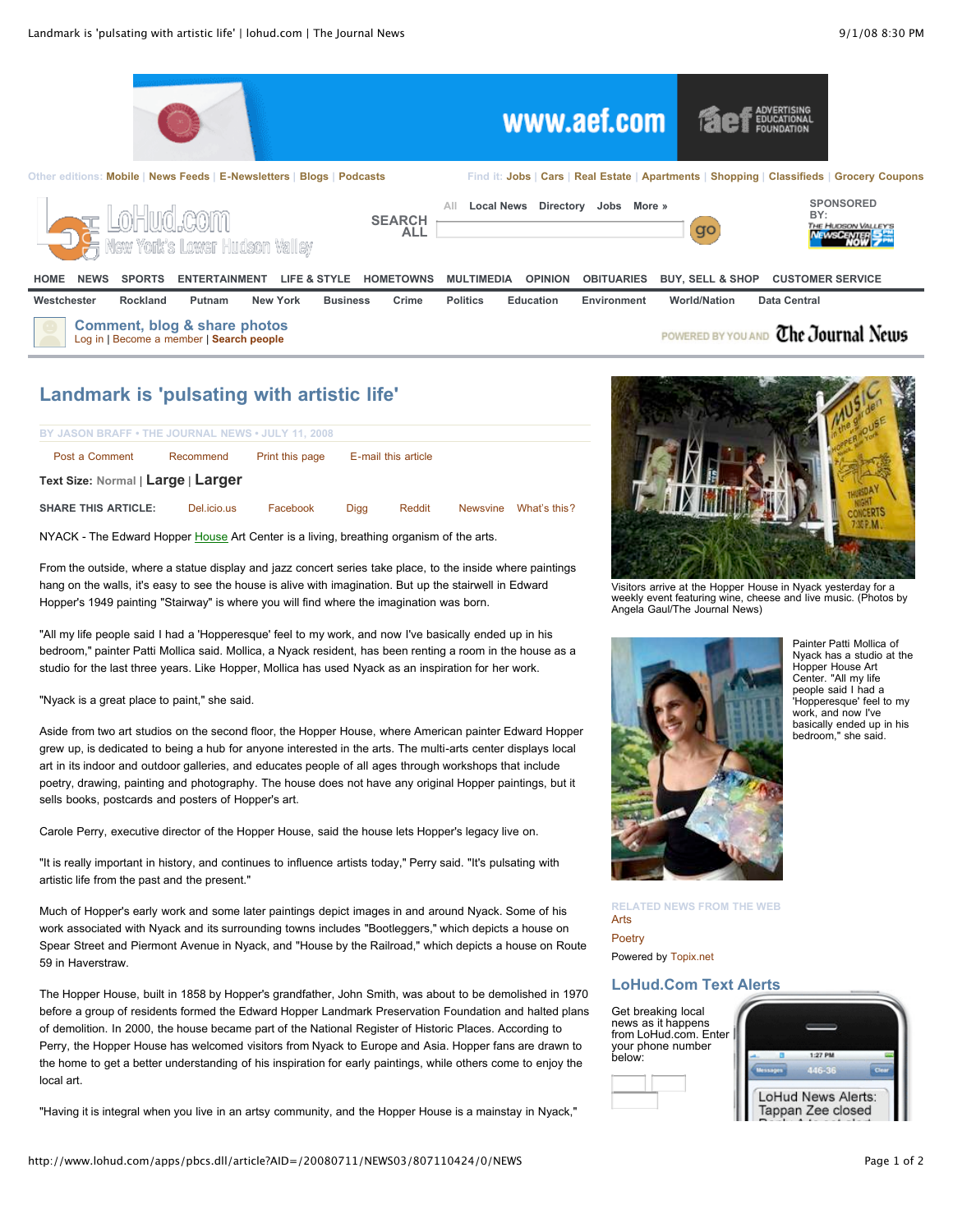# Landmark is 'pulsating with artistic life'

BY JASON BRAFF • THE JOURNAL NEWS • JULY 11, 2008

NYACK - The Edward Hopper House Art Center is a living, breathing organism of the arts.

From the outside, where a statue display and jazz concert series take place, to the inside where paintings hang on the walls, it's easy to see the house is alive with imagination. But up the stairwell in Edward Hopper's 1949 painting "Stairway" is where you will find where the imagination was born.

"All my life people said I had a 'Hopperesque' feel to my work, and now I've basically ended up in his bedroom," painter Patti Mollica said. Mollica, a Nyack resident, has been renting a room in the house as a studio for the last three years. Like Hopper, Mollica has used Nyack as an inspiration for her work.

"Nyack is a great place to paint," she said.

Aside from two art studios on the second floor, the Hopper House, where American painter Edward Hopper grew up, is dedicated to being a hub for anyone interested in the arts. The multi-arts center displays local art in its indoor and outdoor galleries, and educates people of all ages through workshops that include poetry, drawing, painting and photography. The house does not have any original Hopper paintings, but it sells books, postcards and posters of Hopper's art.

Carole Perry, executive director of the Hopper House, said the house lets Hopper's legacy live on.

"It is really important in history, and continues to influence artists today," Perry said. "It's pulsating with artistic life from the past and the present."

Much of Hopper's early work and some later paintings depict images in and around Nyack. Some of his work associated with Nyack and its surrounding towns includes "Bootleggers," which depicts a house on Spear Street and Piermont Avenue in Nyack, and "House by the Railroad," which depicts a house on Route 59 in Haverstraw.

The Hopper House, built in 1858 by Hopper's grandfather, John Smith, was about to be demolished in 1970 before a group of residents formed the Edward Hopper Landmark Preservation Foundation and halted plans of demolition. In 2000, the house became part of the National Register of Historic Places. According to Perry, the Hopper House has welcomed visitors from Nyack to Europe and Asia. Hopper fans are drawn to the home to get a better understanding of his inspiration for early paintings, while others come to enjoy the local art.

"Having it is integral when you live in an artsy community, and the Hopper House is a mainstay in Nyack,"

Visitors arrive at the Hopper House in Nyack yesterday for a weekly event featuring wine, cheese and live music. (Photos by Angela Gaul/The Journal News)

Painter Patti Mollica of Nyack has a studio at the Hopper House Art Center. "All my life people said I had a 'Hopperesque' feel to my work, and now I've basically ended up in his bedroom," she said.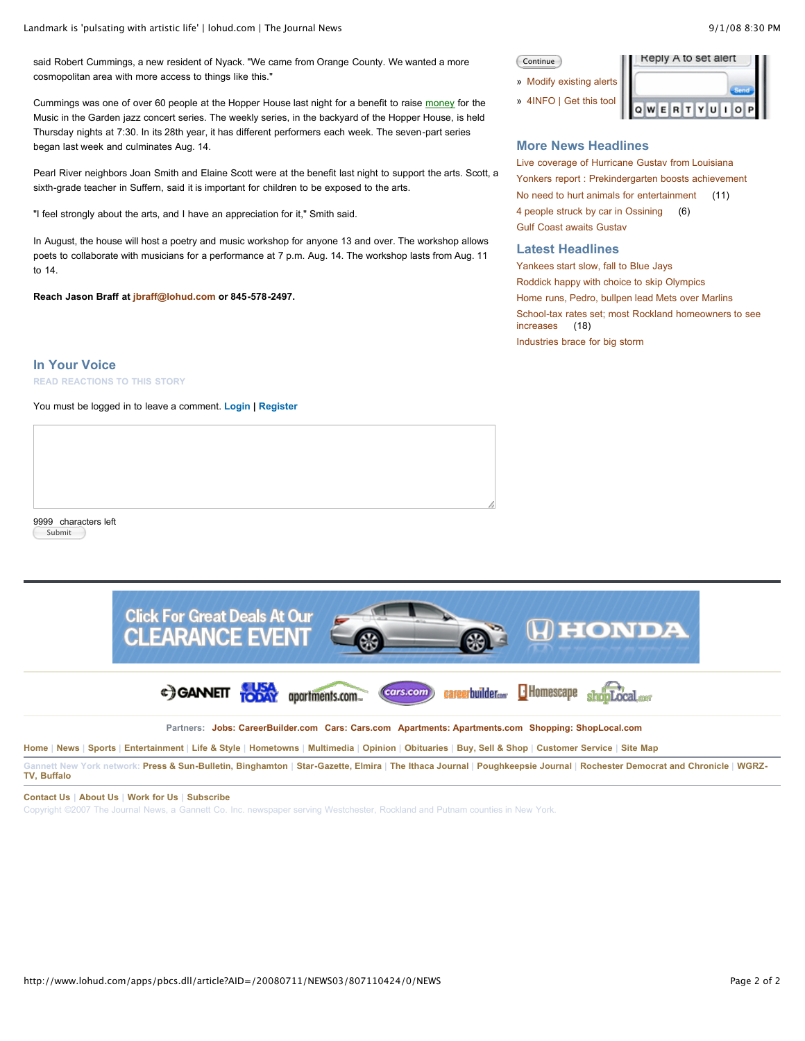said Robert Cummings, a new resident of Nyack. "We came from Orange County. We wanted a more cosmopolitan area with more access to things like this."

Cummings was one of over 60 people at the Hopper House last night for a benefit to raise money for the Music in the Garden jazz concert series. The weekly series, in the backyard of the Hopper House, is held Thursday nights at 7:30. In its 28th year, it has different performers each week. The seven-part series began last week and culminates Aug. 14.

Pearl River neighbors Joan Smith and Elaine Scott were at the benefit last night to support the arts. Scott, a sixth-grade teacher in Suffern, said it is important for children to be exposed to the arts.

"I feel strongly about the arts, and I have an appreciation for it," Smith said.

In August, the house will host a poetry and music workshop for anyone 13 and over. The workshop allows poets to collaborate with musicians for a performance at 7 p.m. Aug. 14. The workshop lasts from Aug. 11 to 14.

**Reach Jason Braff at jbraff@lohud.com or 845-578-2497.**

## In Your Voice

READ REACTIONS TO THIS STORY

You must be logged in to leave a comment. **Login** | **Register**

9999 characters left

Submit

Continue

» Modify existing alerts

» 4INFO | Get this tool

Reply A to set alert

## More News Headlines

Live coverage of Hurricane Gustav from Louisiana

Yonkers report : Prekindergarten boosts achievement

No need to hurt animals for entertainment (11)

4 people struck by car in Ossining (6)

Gulf Coast awaits Gustav

## Latest Headlines

Yankees start slow, fall to Blue Jays

Roddick happy with choice to skip Olympics

Home runs, Pedro, bullpen lead Mets over Marlins

School-tax rates set; most Rockland homeowners to see increases (18)

Industries brace for big storm

Click For Great Deals At Our CLEARANCE EVENT HONDA

Partners: **Jobs: CareerBuilder.com Cars: Cars.com Apartments: Apartments.com Shopping: ShopLocal.com**

**Home** | **News** | **Sports** | **Entertainment** | **Life & Style** | **Hometowns** | **Multimedia** | **Opinion** | **Obituaries** | **Buy, Sell & Shop** | **Customer Service** | **Site Map**

Gannett New York network: **Press & Sun-Bulletin, Binghamton** | **Star-Gazette, Elmira** | **The Ithaca Journal** | **Poughkeepsie Journal** | **Rochester Democrat and Chronicle** | **WGRZ-TV, Buffalo**

**Contact Us** | **About Us** | **Work for Us** | **Subscribe**

Copyright ©2007 The Journal News, a Gannett Co. Inc. newspaper serving Westchester, Rockland and Putnam counties in New York.